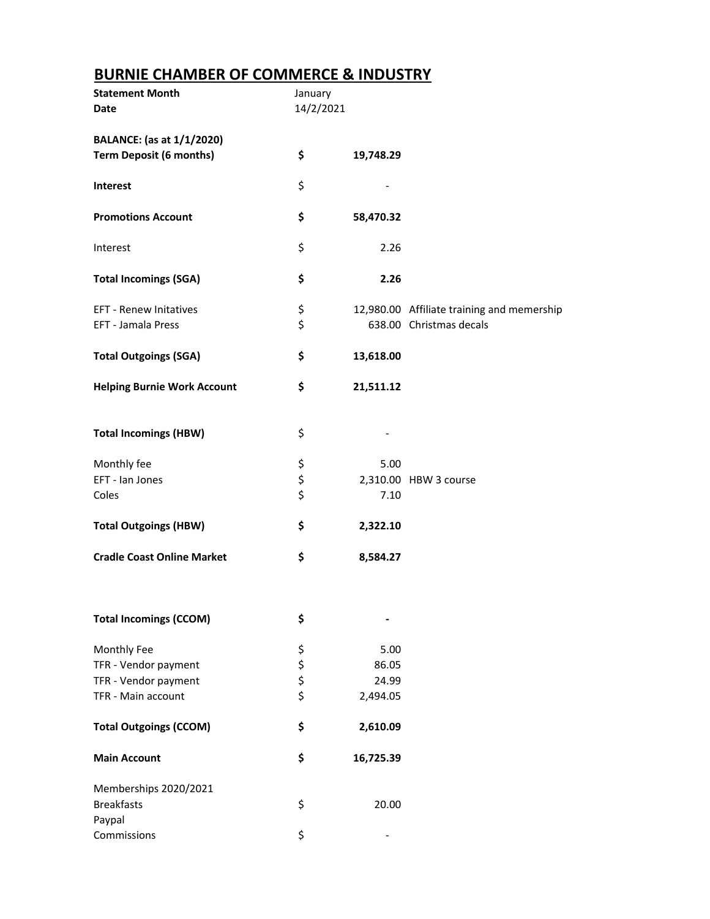# BURNIE CHAMBER OF COMMERCE & INDUSTRY

| | | | |
|---|---|---|---|
| **Statement Month** | January | | |
| **Date** | 14/2/2021 | | |
| | | | |
| **BALANCE: (as at 1/1/2020)** | | | |
| **Term Deposit (6 months)** | **$** | **19,748.29** | |
| | | | |
| **Interest** | $ | - | |
| | | | |
| **Promotions Account** | **$** | **58,470.32** | |
| | | | |
| Interest | $ | 2.26 | |
| | | | |
| **Total Incomings (SGA)** | **$** | **2.26** | |
| | | | |
| EFT - Renew Initatives | $ | 12,980.00 | Affiliate training and memership |
| EFT - Jamala Press | $ | 638.00 | Christmas decals |
| | | | |
| **Total Outgoings (SGA)** | **$** | **13,618.00** | |
| | | | |
| **Helping Burnie Work Account** | **$** | **21,511.12** | |
| | | | |
| **Total Incomings (HBW)** | $ | - | |
| | | | |
| Monthly fee | $ | 5.00 | |
| EFT - Ian Jones | $ | 2,310.00 | HBW 3 course |
| Coles | $ | 7.10 | |
| | | | |
| **Total Outgoings (HBW)** | **$** | **2,322.10** | |
| | | | |
| **Cradle Coast Online Market** | **$** | **8,584.27** | |
| | | | |
| **Total Incomings (CCOM)** | **$** | **-** | |
| | | | |
| Monthly Fee | $ | 5.00 | |
| TFR - Vendor payment | $ | 86.05 | |
| TFR - Vendor payment | $ | 24.99 | |
| TFR - Main account | $ | 2,494.05 | |
| | | | |
| **Total Outgoings (CCOM)** | **$** | **2,610.09** | |
| | | | |
| **Main Account** | **$** | **16,725.39** | |
| | | | |
| Memberships 2020/2021 | | | |
| Breakfasts | $ | 20.00 | |
| Paypal | | | |
| Commissions | $ | - | |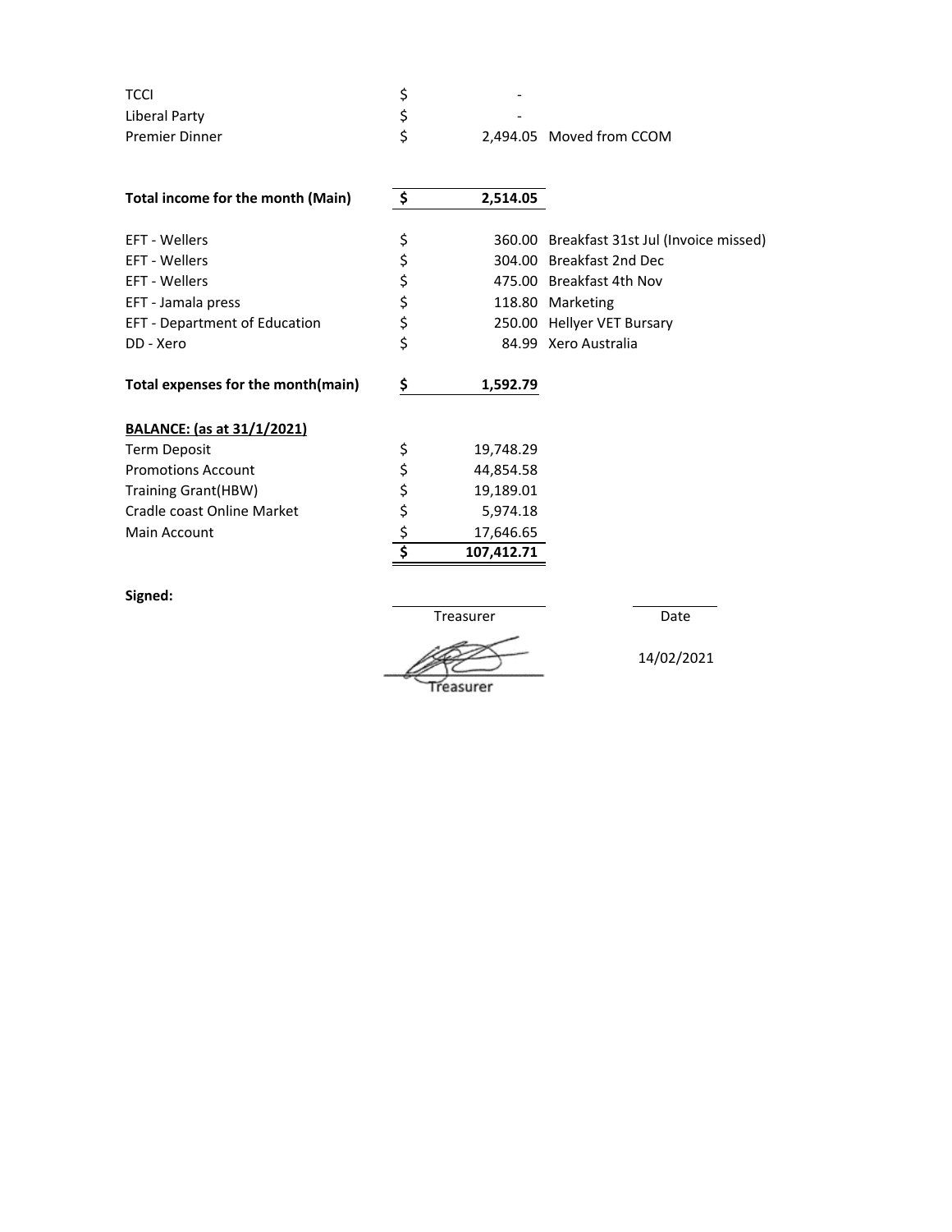| | | | |
|---|---|---|---|
| TCCI | $ | - | |
| Liberal Party | $ | - | |
| Premier Dinner | $ | 2,494.05 | Moved from CCOM |
| | | | |
| **Total income for the month (Main)** | **$** | **2,514.05** | |
| | | | |
| EFT - Wellers | $ | 360.00 | Breakfast 31st Jul (Invoice missed) |
| EFT - Wellers | $ | 304.00 | Breakfast 2nd Dec |
| EFT - Wellers | $ | 475.00 | Breakfast 4th Nov |
| EFT - Jamala press | $ | 118.80 | Marketing |
| EFT - Department of Education | $ | 250.00 | Hellyer VET Bursary |
| DD - Xero | $ | 84.99 | Xero Australia |
| | | | |
| **Total expenses for the month(main)** | **$** | **1,592.79** | |

**BALANCE: (as at 31/1/2021)**

| | | |
|---|---|---|
| Term Deposit | $ | 19,748.29 |
| Promotions Account | $ | 44,854.58 |
| Training Grant(HBW) | $ | 19,189.01 |
| Cradle coast Online Market | $ | 5,974.18 |
| Main Account | $ | 17,646.65 |
| | **$** | **107,412.71** |

**Signed:**

| Treasurer | Date |
|---|---|
| Treasurer | 14/02/2021 |